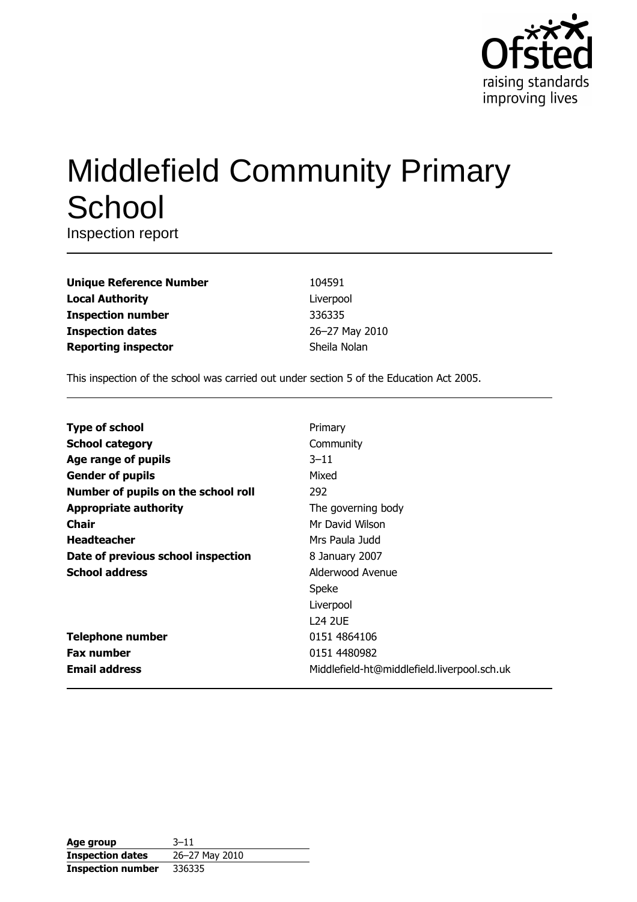Ofsted
raising standards
improving lives

# Middlefield Community Primary School

Inspection report

| | |
|---|---|
| **Unique Reference Number** | 104591 |
| **Local Authority** | Liverpool |
| **Inspection number** | 336335 |
| **Inspection dates** | 26–27 May 2010 |
| **Reporting inspector** | Sheila Nolan |

This inspection of the school was carried out under section 5 of the Education Act 2005.

| | |
|---|---|
| **Type of school** | Primary |
| **School category** | Community |
| **Age range of pupils** | 3–11 |
| **Gender of pupils** | Mixed |
| **Number of pupils on the school roll** | 292 |
| **Appropriate authority** | The governing body |
| **Chair** | Mr David Wilson |
| **Headteacher** | Mrs Paula Judd |
| **Date of previous school inspection** | 8 January 2007 |
| **School address** | Alderwood Avenue<br>Speke<br>Liverpool<br>L24 2UE |
| **Telephone number** | 0151 4864106 |
| **Fax number** | 0151 4480982 |
| **Email address** | Middlefield-ht@middlefield.liverpool.sch.uk |

| | |
|---|---|
| **Age group** | 3–11 |
| **Inspection dates** | 26–27 May 2010 |
| **Inspection number** | 336335 |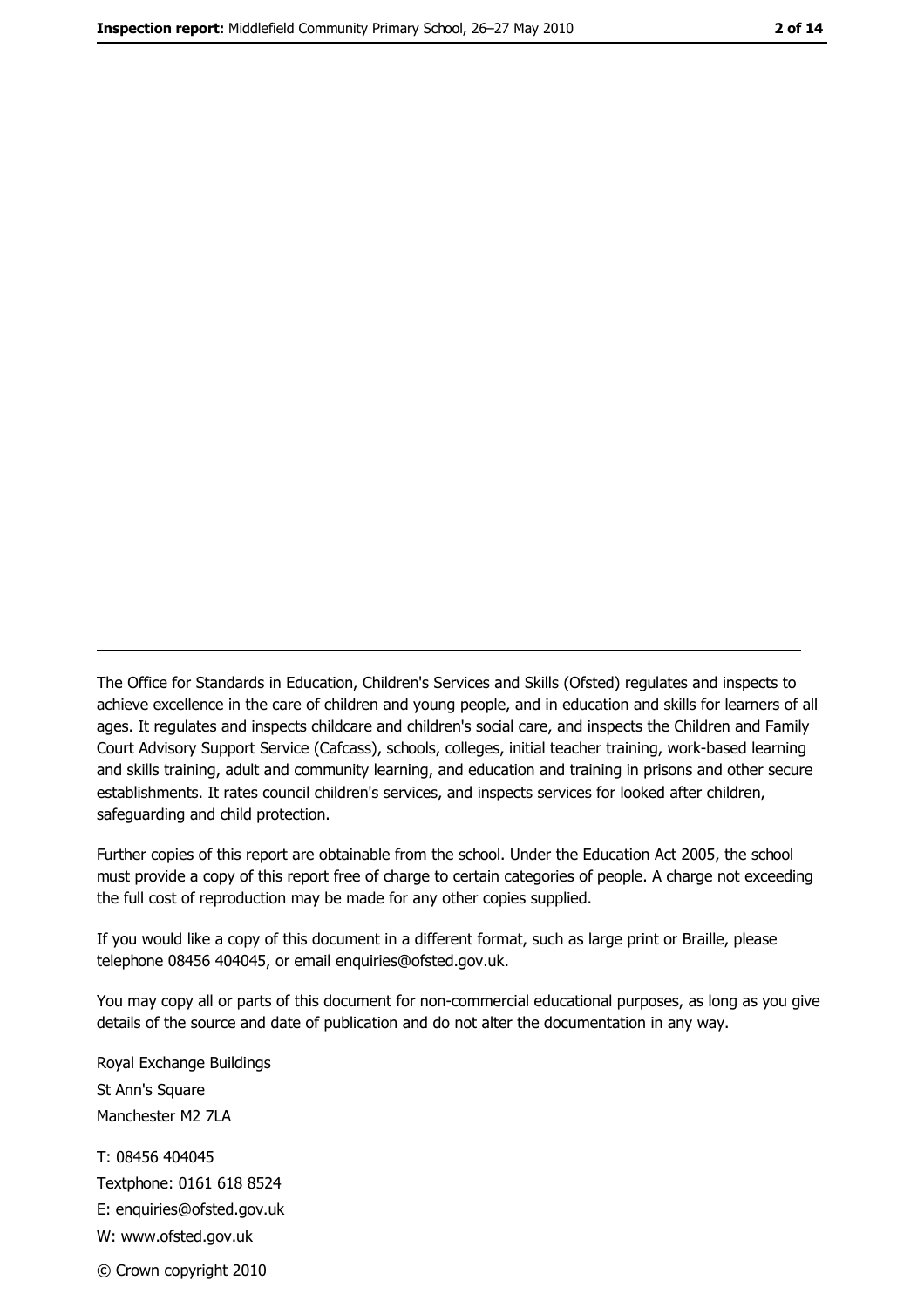The Office for Standards in Education, Children's Services and Skills (Ofsted) regulates and inspects to achieve excellence in the care of children and young people, and in education and skills for learners of all ages. It regulates and inspects childcare and children's social care, and inspects the Children and Family Court Advisory Support Service (Cafcass), schools, colleges, initial teacher training, work-based learning and skills training, adult and community learning, and education and training in prisons and other secure establishments. It rates council children's services, and inspects services for looked after children, safeguarding and child protection.

Further copies of this report are obtainable from the school. Under the Education Act 2005, the school must provide a copy of this report free of charge to certain categories of people. A charge not exceeding the full cost of reproduction may be made for any other copies supplied.

If you would like a copy of this document in a different format, such as large print or Braille, please telephone 08456 404045, or email enquiries@ofsted.gov.uk.

You may copy all or parts of this document for non-commercial educational purposes, as long as you give details of the source and date of publication and do not alter the documentation in any way.

Royal Exchange Buildings
St Ann's Square
Manchester M2 7LA

T: 08456 404045
Textphone: 0161 618 8524
E: enquiries@ofsted.gov.uk
W: www.ofsted.gov.uk

© Crown copyright 2010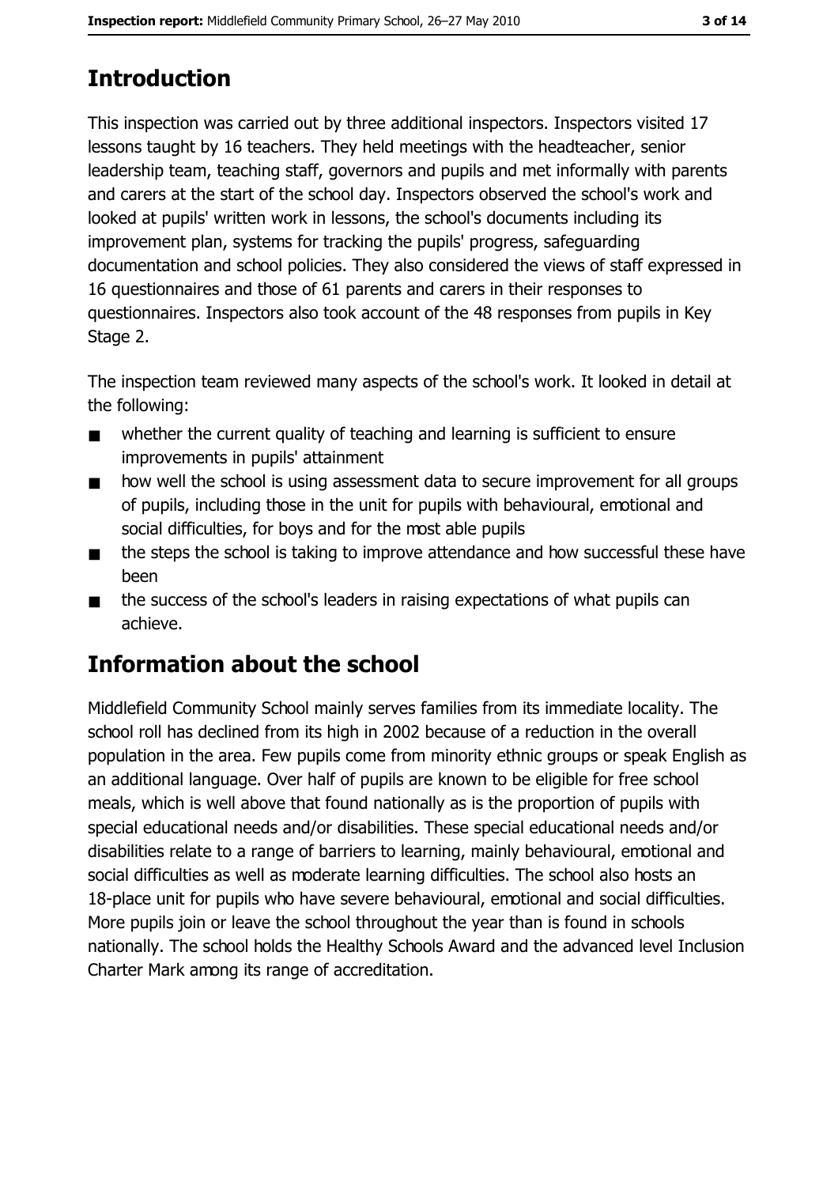# Introduction

This inspection was carried out by three additional inspectors. Inspectors visited 17 lessons taught by 16 teachers. They held meetings with the headteacher, senior leadership team, teaching staff, governors and pupils and met informally with parents and carers at the start of the school day. Inspectors observed the school's work and looked at pupils' written work in lessons, the school's documents including its improvement plan, systems for tracking the pupils' progress, safeguarding documentation and school policies. They also considered the views of staff expressed in 16 questionnaires and those of 61 parents and carers in their responses to questionnaires. Inspectors also took account of the 48 responses from pupils in Key Stage 2.

The inspection team reviewed many aspects of the school's work. It looked in detail at the following:

- whether the current quality of teaching and learning is sufficient to ensure improvements in pupils' attainment
- how well the school is using assessment data to secure improvement for all groups of pupils, including those in the unit for pupils with behavioural, emotional and social difficulties, for boys and for the most able pupils
- the steps the school is taking to improve attendance and how successful these have been
- the success of the school's leaders in raising expectations of what pupils can achieve.

# Information about the school

Middlefield Community School mainly serves families from its immediate locality. The school roll has declined from its high in 2002 because of a reduction in the overall population in the area. Few pupils come from minority ethnic groups or speak English as an additional language. Over half of pupils are known to be eligible for free school meals, which is well above that found nationally as is the proportion of pupils with special educational needs and/or disabilities. These special educational needs and/or disabilities relate to a range of barriers to learning, mainly behavioural, emotional and social difficulties as well as moderate learning difficulties. The school also hosts an 18-place unit for pupils who have severe behavioural, emotional and social difficulties. More pupils join or leave the school throughout the year than is found in schools nationally. The school holds the Healthy Schools Award and the advanced level Inclusion Charter Mark among its range of accreditation.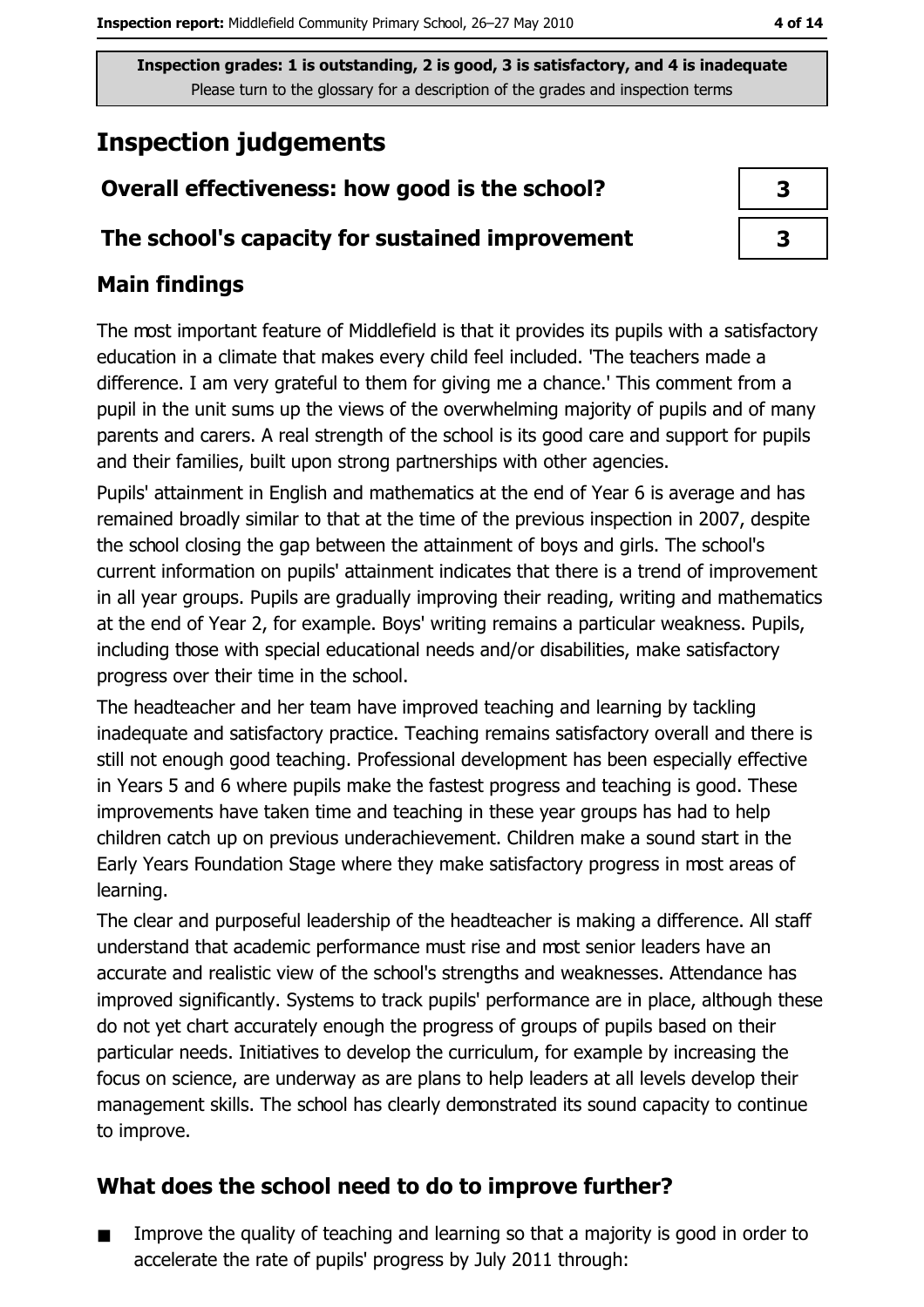**Inspection grades: 1 is outstanding, 2 is good, 3 is satisfactory, and 4 is inadequate**
Please turn to the glossary for a description of the grades and inspection terms

## Inspection judgements

| | |
|---|---|
| **Overall effectiveness: how good is the school?** | 3 |
| **The school's capacity for sustained improvement** | 3 |

### Main findings

The most important feature of Middlefield is that it provides its pupils with a satisfactory education in a climate that makes every child feel included. 'The teachers made a difference. I am very grateful to them for giving me a chance.' This comment from a pupil in the unit sums up the views of the overwhelming majority of pupils and of many parents and carers. A real strength of the school is its good care and support for pupils and their families, built upon strong partnerships with other agencies.

Pupils' attainment in English and mathematics at the end of Year 6 is average and has remained broadly similar to that at the time of the previous inspection in 2007, despite the school closing the gap between the attainment of boys and girls. The school's current information on pupils' attainment indicates that there is a trend of improvement in all year groups. Pupils are gradually improving their reading, writing and mathematics at the end of Year 2, for example. Boys' writing remains a particular weakness. Pupils, including those with special educational needs and/or disabilities, make satisfactory progress over their time in the school.

The headteacher and her team have improved teaching and learning by tackling inadequate and satisfactory practice. Teaching remains satisfactory overall and there is still not enough good teaching. Professional development has been especially effective in Years 5 and 6 where pupils make the fastest progress and teaching is good. These improvements have taken time and teaching in these year groups has had to help children catch up on previous underachievement. Children make a sound start in the Early Years Foundation Stage where they make satisfactory progress in most areas of learning.

The clear and purposeful leadership of the headteacher is making a difference. All staff understand that academic performance must rise and most senior leaders have an accurate and realistic view of the school's strengths and weaknesses. Attendance has improved significantly. Systems to track pupils' performance are in place, although these do not yet chart accurately enough the progress of groups of pupils based on their particular needs. Initiatives to develop the curriculum, for example by increasing the focus on science, are underway as are plans to help leaders at all levels develop their management skills. The school has clearly demonstrated its sound capacity to continue to improve.

### What does the school need to do to improve further?

- Improve the quality of teaching and learning so that a majority is good in order to accelerate the rate of pupils' progress by July 2011 through: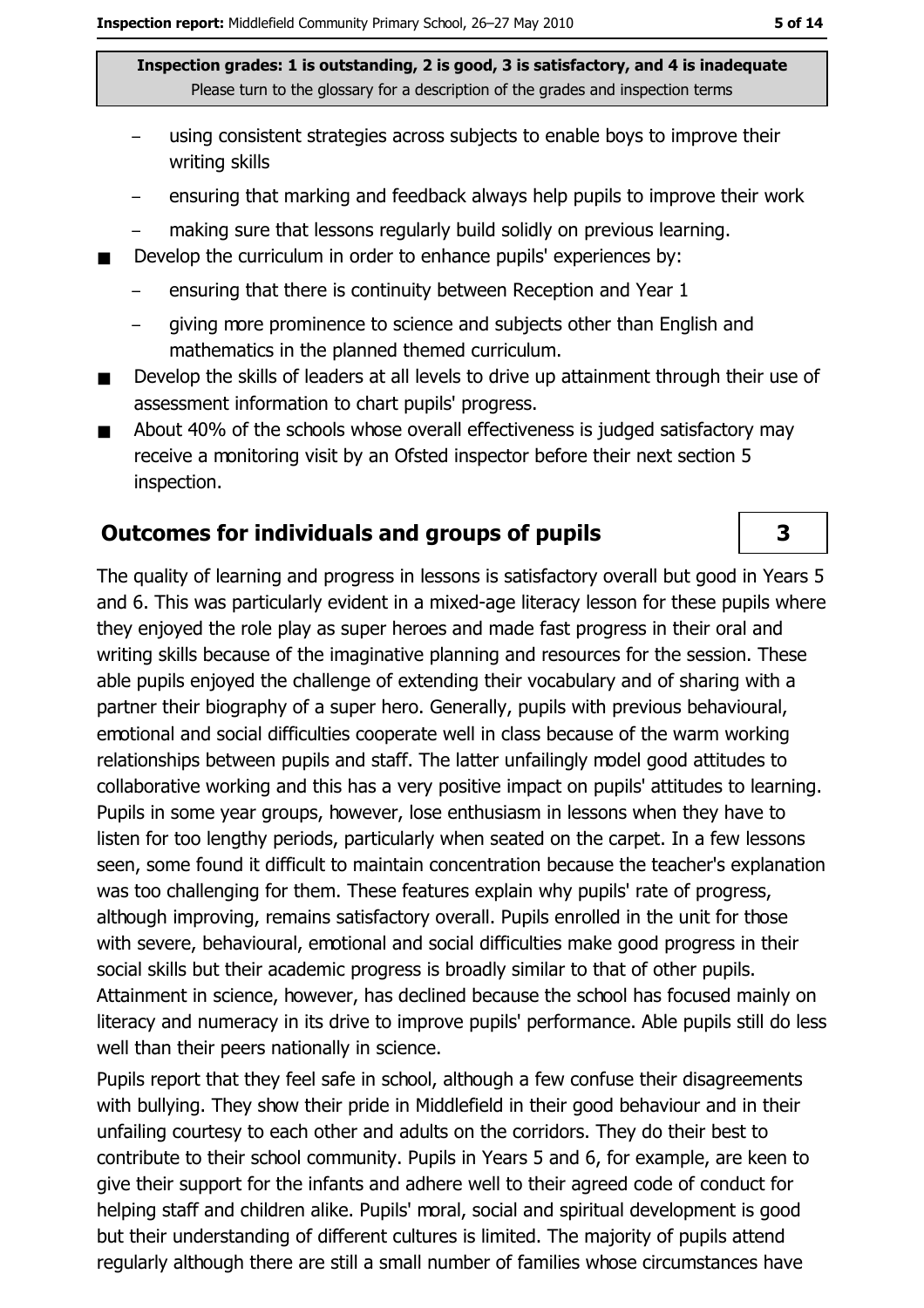- using consistent strategies across subjects to enable boys to improve their writing skills
  - ensuring that marking and feedback always help pupils to improve their work
  - making sure that lessons regularly build solidly on previous learning.
- Develop the curriculum in order to enhance pupils' experiences by:
  - ensuring that there is continuity between Reception and Year 1
  - giving more prominence to science and subjects other than English and mathematics in the planned themed curriculum.
- Develop the skills of leaders at all levels to drive up attainment through their use of assessment information to chart pupils' progress.
- About 40% of the schools whose overall effectiveness is judged satisfactory may receive a monitoring visit by an Ofsted inspector before their next section 5 inspection.

## Outcomes for individuals and groups of pupils

**3**

The quality of learning and progress in lessons is satisfactory overall but good in Years 5 and 6. This was particularly evident in a mixed-age literacy lesson for these pupils where they enjoyed the role play as super heroes and made fast progress in their oral and writing skills because of the imaginative planning and resources for the session. These able pupils enjoyed the challenge of extending their vocabulary and of sharing with a partner their biography of a super hero. Generally, pupils with previous behavioural, emotional and social difficulties cooperate well in class because of the warm working relationships between pupils and staff. The latter unfailingly model good attitudes to collaborative working and this has a very positive impact on pupils' attitudes to learning. Pupils in some year groups, however, lose enthusiasm in lessons when they have to listen for too lengthy periods, particularly when seated on the carpet. In a few lessons seen, some found it difficult to maintain concentration because the teacher's explanation was too challenging for them. These features explain why pupils' rate of progress, although improving, remains satisfactory overall. Pupils enrolled in the unit for those with severe, behavioural, emotional and social difficulties make good progress in their social skills but their academic progress is broadly similar to that of other pupils. Attainment in science, however, has declined because the school has focused mainly on literacy and numeracy in its drive to improve pupils' performance. Able pupils still do less well than their peers nationally in science.

Pupils report that they feel safe in school, although a few confuse their disagreements with bullying. They show their pride in Middlefield in their good behaviour and in their unfailing courtesy to each other and adults on the corridors. They do their best to contribute to their school community. Pupils in Years 5 and 6, for example, are keen to give their support for the infants and adhere well to their agreed code of conduct for helping staff and children alike. Pupils' moral, social and spiritual development is good but their understanding of different cultures is limited. The majority of pupils attend regularly although there are still a small number of families whose circumstances have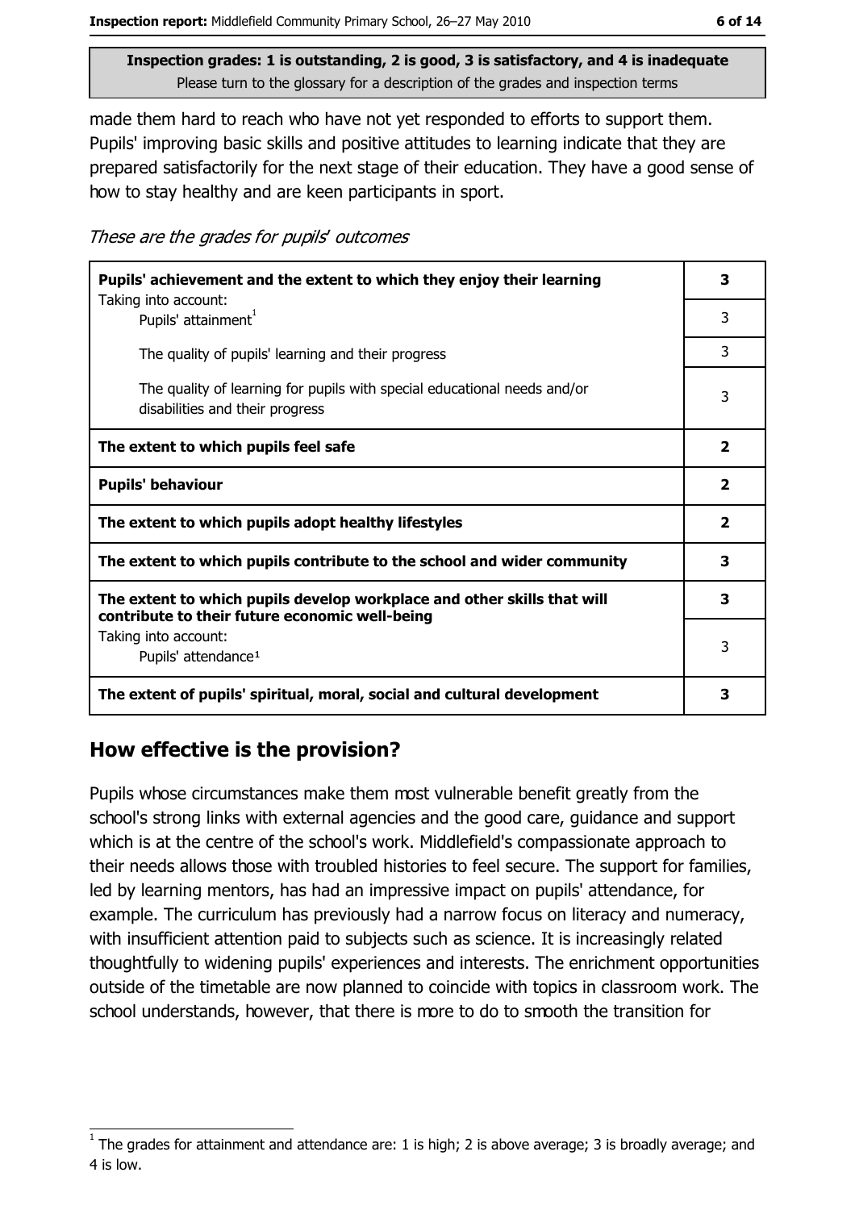**Inspection grades: 1 is outstanding, 2 is good, 3 is satisfactory, and 4 is inadequate**
Please turn to the glossary for a description of the grades and inspection terms

made them hard to reach who have not yet responded to efforts to support them. Pupils' improving basic skills and positive attitudes to learning indicate that they are prepared satisfactorily for the next stage of their education. They have a good sense of how to stay healthy and are keen participants in sport.

*These are the grades for pupils' outcomes*

| | |
|---|---|
| **Pupils' achievement and the extent to which they enjoy their learning** | **3** |
| Taking into account: Pupils' attainment[1] | 3 |
| The quality of pupils' learning and their progress | 3 |
| The quality of learning for pupils with special educational needs and/or disabilities and their progress | 3 |
| **The extent to which pupils feel safe** | **2** |
| **Pupils' behaviour** | **2** |
| **The extent to which pupils adopt healthy lifestyles** | **2** |
| **The extent to which pupils contribute to the school and wider community** | **3** |
| **The extent to which pupils develop workplace and other skills that will contribute to their future economic well-being** | **3** |
| Taking into account: Pupils' attendance[1] | 3 |
| **The extent of pupils' spiritual, moral, social and cultural development** | **3** |

## How effective is the provision?

Pupils whose circumstances make them most vulnerable benefit greatly from the school's strong links with external agencies and the good care, guidance and support which is at the centre of the school's work. Middlefield's compassionate approach to their needs allows those with troubled histories to feel secure. The support for families, led by learning mentors, has had an impressive impact on pupils' attendance, for example. The curriculum has previously had a narrow focus on literacy and numeracy, with insufficient attention paid to subjects such as science. It is increasingly related thoughtfully to widening pupils' experiences and interests. The enrichment opportunities outside of the timetable are now planned to coincide with topics in classroom work. The school understands, however, that there is more to do to smooth the transition for

[1] The grades for attainment and attendance are: 1 is high; 2 is above average; 3 is broadly average; and 4 is low.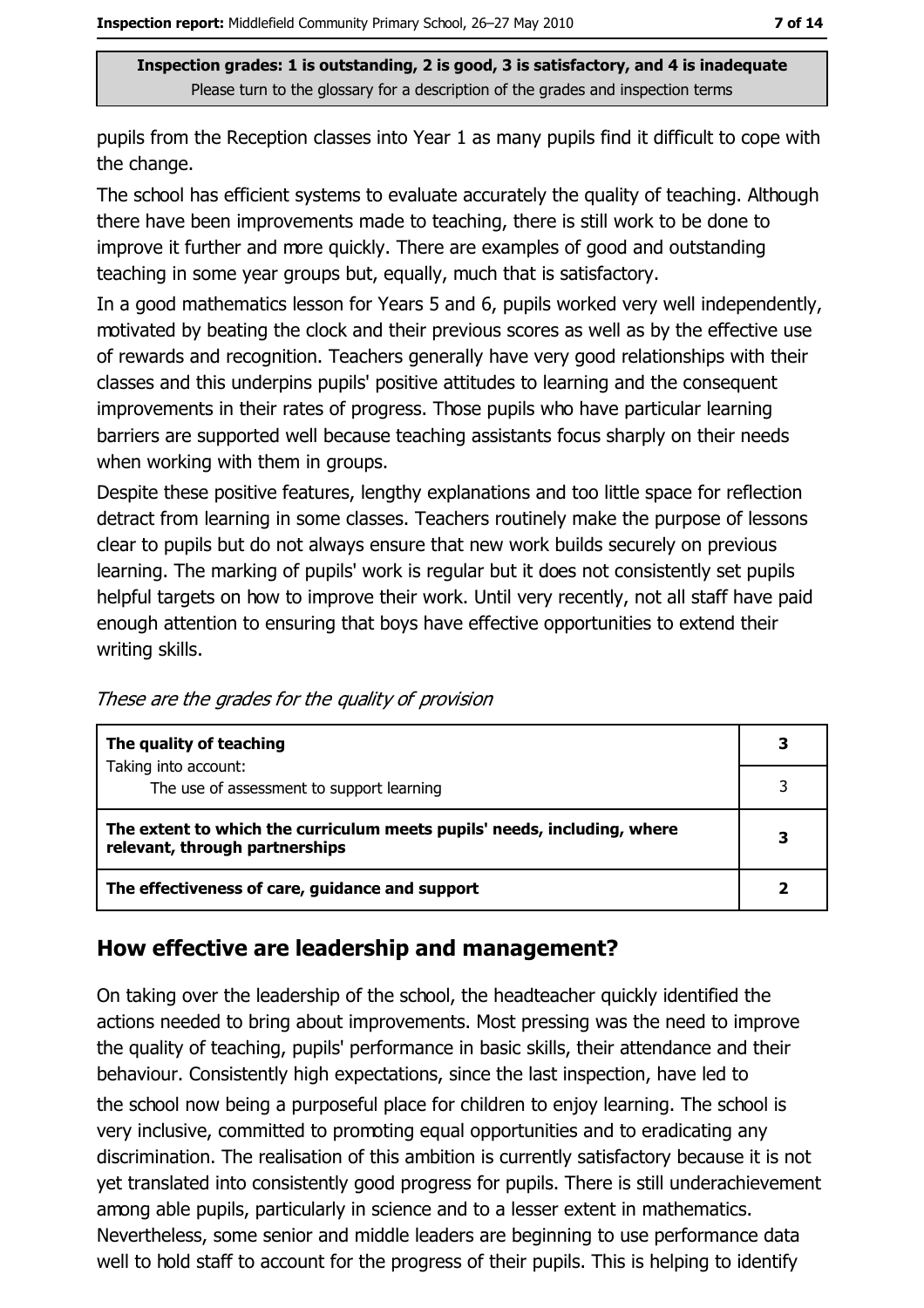pupils from the Reception classes into Year 1 as many pupils find it difficult to cope with the change.

The school has efficient systems to evaluate accurately the quality of teaching. Although there have been improvements made to teaching, there is still work to be done to improve it further and more quickly. There are examples of good and outstanding teaching in some year groups but, equally, much that is satisfactory.

In a good mathematics lesson for Years 5 and 6, pupils worked very well independently, motivated by beating the clock and their previous scores as well as by the effective use of rewards and recognition. Teachers generally have very good relationships with their classes and this underpins pupils' positive attitudes to learning and the consequent improvements in their rates of progress. Those pupils who have particular learning barriers are supported well because teaching assistants focus sharply on their needs when working with them in groups.

Despite these positive features, lengthy explanations and too little space for reflection detract from learning in some classes. Teachers routinely make the purpose of lessons clear to pupils but do not always ensure that new work builds securely on previous learning. The marking of pupils' work is regular but it does not consistently set pupils helpful targets on how to improve their work. Until very recently, not all staff have paid enough attention to ensuring that boys have effective opportunities to extend their writing skills.

*These are the grades for the quality of provision*

| | |
|---|---|
| **The quality of teaching**<br>Taking into account: | **3** |
| The use of assessment to support learning | 3 |
| **The extent to which the curriculum meets pupils' needs, including, where relevant, through partnerships** | **3** |
| **The effectiveness of care, guidance and support** | **2** |

## How effective are leadership and management?

On taking over the leadership of the school, the headteacher quickly identified the actions needed to bring about improvements. Most pressing was the need to improve the quality of teaching, pupils' performance in basic skills, their attendance and their behaviour. Consistently high expectations, since the last inspection, have led to the school now being a purposeful place for children to enjoy learning. The school is very inclusive, committed to promoting equal opportunities and to eradicating any discrimination. The realisation of this ambition is currently satisfactory because it is not yet translated into consistently good progress for pupils. There is still underachievement among able pupils, particularly in science and to a lesser extent in mathematics. Nevertheless, some senior and middle leaders are beginning to use performance data well to hold staff to account for the progress of their pupils. This is helping to identify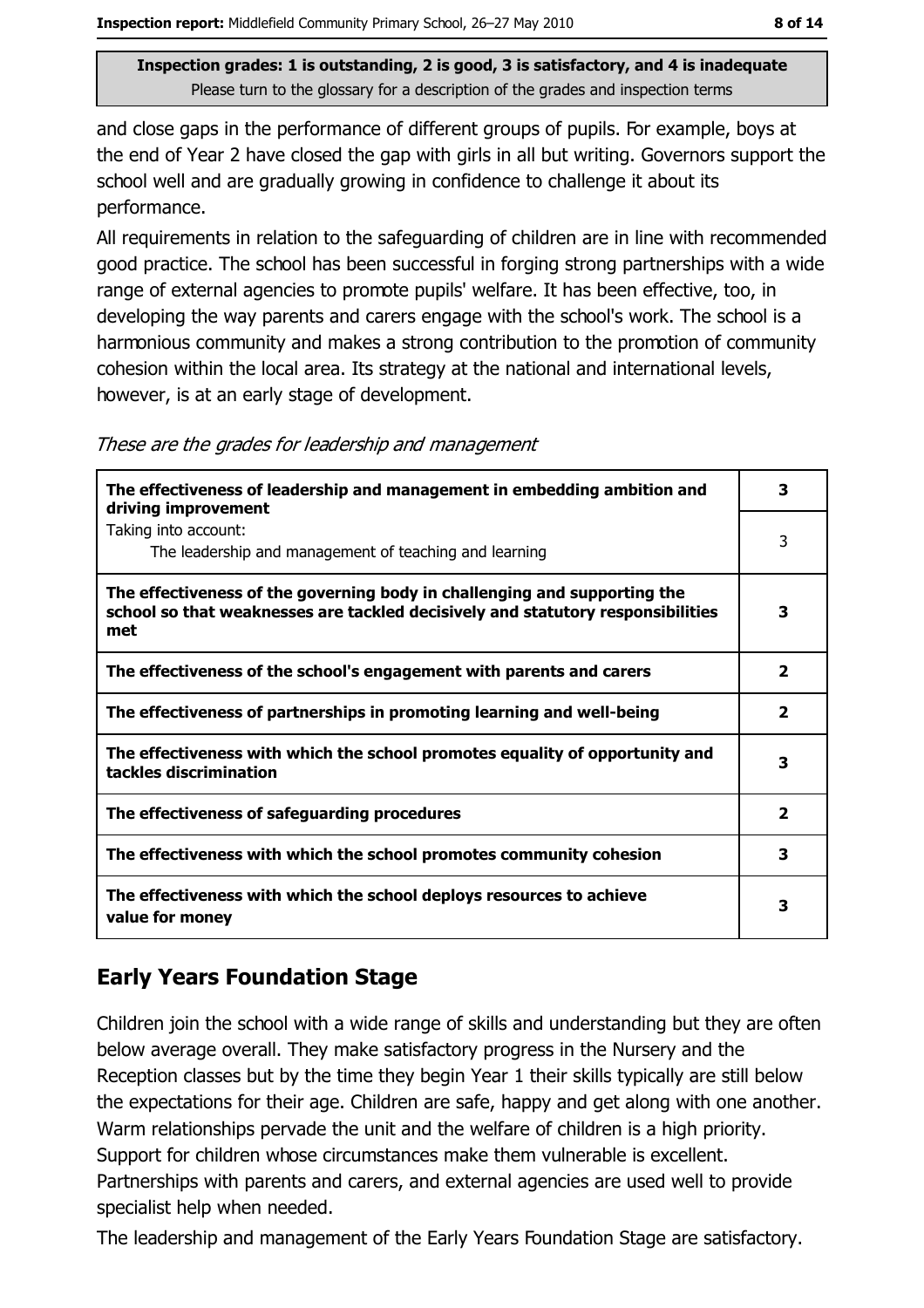and close gaps in the performance of different groups of pupils. For example, boys at the end of Year 2 have closed the gap with girls in all but writing. Governors support the school well and are gradually growing in confidence to challenge it about its performance.

All requirements in relation to the safeguarding of children are in line with recommended good practice. The school has been successful in forging strong partnerships with a wide range of external agencies to promote pupils' welfare. It has been effective, too, in developing the way parents and carers engage with the school's work. The school is a harmonious community and makes a strong contribution to the promotion of community cohesion within the local area. Its strategy at the national and international levels, however, is at an early stage of development.

*These are the grades for leadership and management*

| | |
|---|---|
| **The effectiveness of leadership and management in embedding ambition and driving improvement** | **3** |
| Taking into account: The leadership and management of teaching and learning | 3 |
| **The effectiveness of the governing body in challenging and supporting the school so that weaknesses are tackled decisively and statutory responsibilities met** | **3** |
| **The effectiveness of the school's engagement with parents and carers** | **2** |
| **The effectiveness of partnerships in promoting learning and well-being** | **2** |
| **The effectiveness with which the school promotes equality of opportunity and tackles discrimination** | **3** |
| **The effectiveness of safeguarding procedures** | **2** |
| **The effectiveness with which the school promotes community cohesion** | **3** |
| **The effectiveness with which the school deploys resources to achieve value for money** | **3** |

## Early Years Foundation Stage

Children join the school with a wide range of skills and understanding but they are often below average overall. They make satisfactory progress in the Nursery and the Reception classes but by the time they begin Year 1 their skills typically are still below the expectations for their age. Children are safe, happy and get along with one another. Warm relationships pervade the unit and the welfare of children is a high priority. Support for children whose circumstances make them vulnerable is excellent. Partnerships with parents and carers, and external agencies are used well to provide specialist help when needed.

The leadership and management of the Early Years Foundation Stage are satisfactory.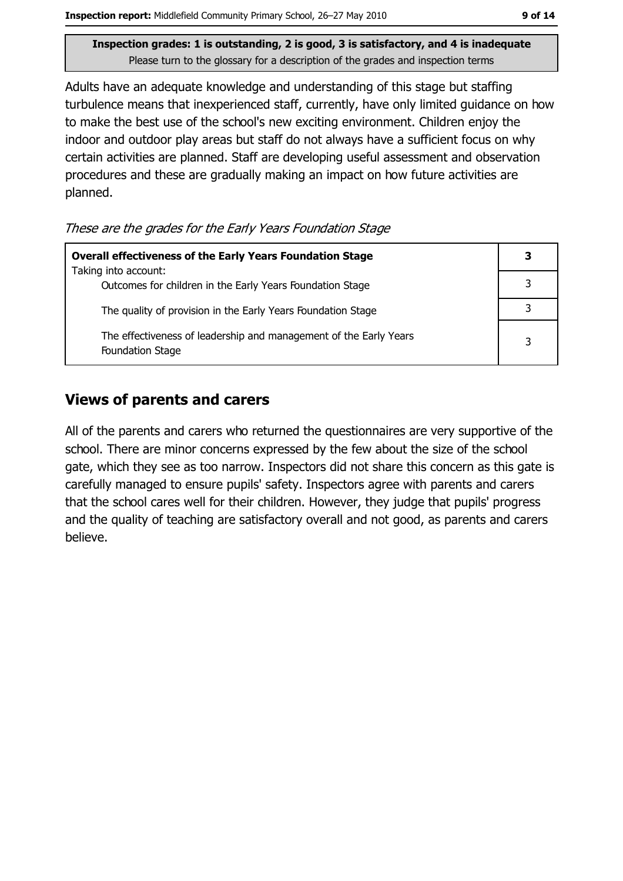Inspection grades: 1 is outstanding, 2 is good, 3 is satisfactory, and 4 is inadequate
Please turn to the glossary for a description of the grades and inspection terms

Adults have an adequate knowledge and understanding of this stage but staffing turbulence means that inexperienced staff, currently, have only limited guidance on how to make the best use of the school's new exciting environment. Children enjoy the indoor and outdoor play areas but staff do not always have a sufficient focus on why certain activities are planned. Staff are developing useful assessment and observation procedures and these are gradually making an impact on how future activities are planned.

*These are the grades for the Early Years Foundation Stage*

| **Overall effectiveness of the Early Years Foundation Stage** | **3** |
|---|---|
| Taking into account: Outcomes for children in the Early Years Foundation Stage | 3 |
| The quality of provision in the Early Years Foundation Stage | 3 |
| The effectiveness of leadership and management of the Early Years Foundation Stage | 3 |

## Views of parents and carers

All of the parents and carers who returned the questionnaires are very supportive of the school. There are minor concerns expressed by the few about the size of the school gate, which they see as too narrow. Inspectors did not share this concern as this gate is carefully managed to ensure pupils' safety. Inspectors agree with parents and carers that the school cares well for their children. However, they judge that pupils' progress and the quality of teaching are satisfactory overall and not good, as parents and carers believe.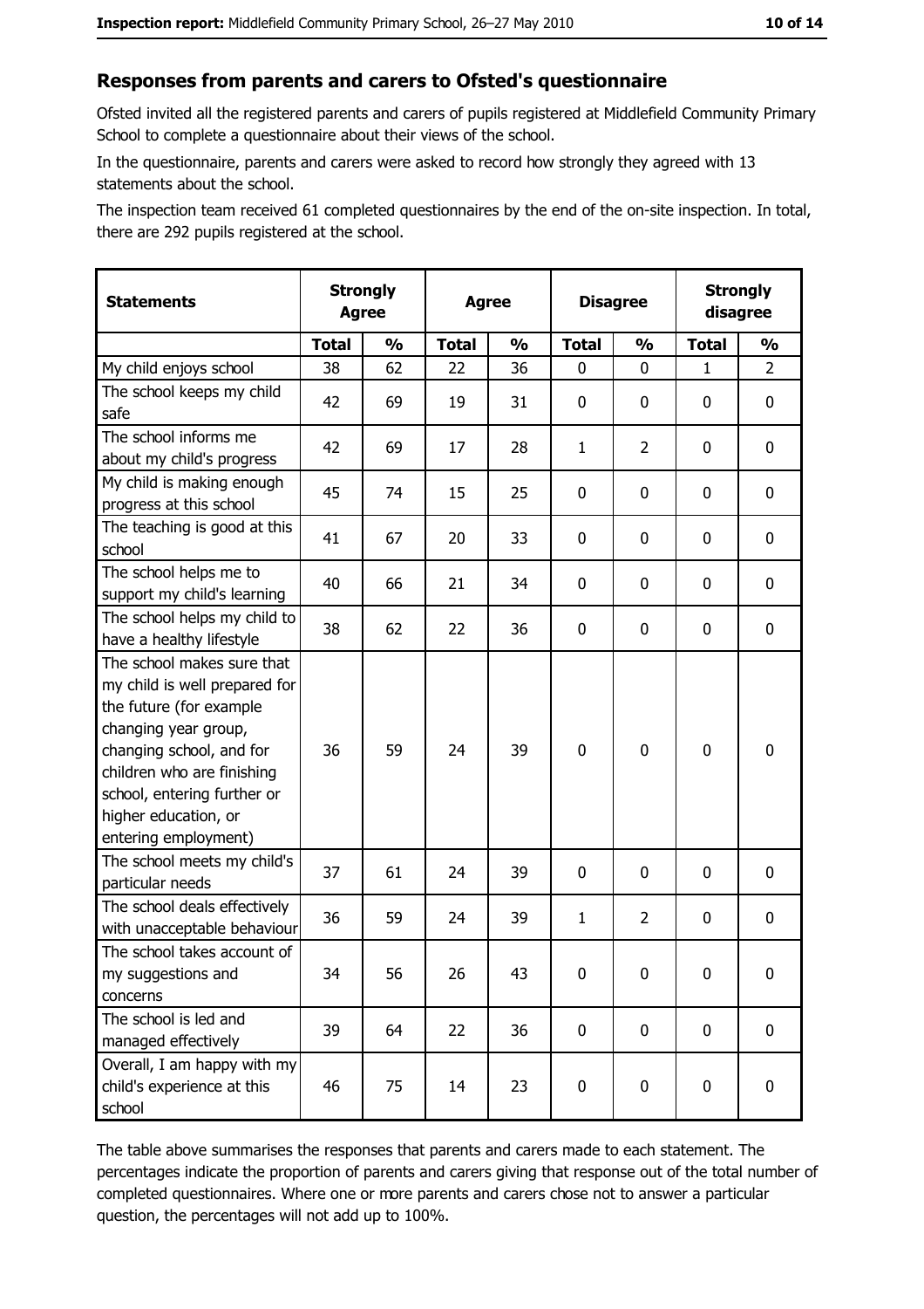## Responses from parents and carers to Ofsted's questionnaire

Ofsted invited all the registered parents and carers of pupils registered at Middlefield Community Primary School to complete a questionnaire about their views of the school.

In the questionnaire, parents and carers were asked to record how strongly they agreed with 13 statements about the school.

The inspection team received 61 completed questionnaires by the end of the on-site inspection. In total, there are 292 pupils registered at the school.

| Statements | Strongly Agree | | Agree | | Disagree | | Strongly disagree | |
|---|---|---|---|---|---|---|---|---|
| | Total | % | Total | % | Total | % | Total | % |
| My child enjoys school | 38 | 62 | 22 | 36 | 0 | 0 | 1 | 2 |
| The school keeps my child safe | 42 | 69 | 19 | 31 | 0 | 0 | 0 | 0 |
| The school informs me about my child's progress | 42 | 69 | 17 | 28 | 1 | 2 | 0 | 0 |
| My child is making enough progress at this school | 45 | 74 | 15 | 25 | 0 | 0 | 0 | 0 |
| The teaching is good at this school | 41 | 67 | 20 | 33 | 0 | 0 | 0 | 0 |
| The school helps me to support my child's learning | 40 | 66 | 21 | 34 | 0 | 0 | 0 | 0 |
| The school helps my child to have a healthy lifestyle | 38 | 62 | 22 | 36 | 0 | 0 | 0 | 0 |
| The school makes sure that my child is well prepared for the future (for example changing year group, changing school, and for children who are finishing school, entering further or higher education, or entering employment) | 36 | 59 | 24 | 39 | 0 | 0 | 0 | 0 |
| The school meets my child's particular needs | 37 | 61 | 24 | 39 | 0 | 0 | 0 | 0 |
| The school deals effectively with unacceptable behaviour | 36 | 59 | 24 | 39 | 1 | 2 | 0 | 0 |
| The school takes account of my suggestions and concerns | 34 | 56 | 26 | 43 | 0 | 0 | 0 | 0 |
| The school is led and managed effectively | 39 | 64 | 22 | 36 | 0 | 0 | 0 | 0 |
| Overall, I am happy with my child's experience at this school | 46 | 75 | 14 | 23 | 0 | 0 | 0 | 0 |

The table above summarises the responses that parents and carers made to each statement. The percentages indicate the proportion of parents and carers giving that response out of the total number of completed questionnaires. Where one or more parents and carers chose not to answer a particular question, the percentages will not add up to 100%.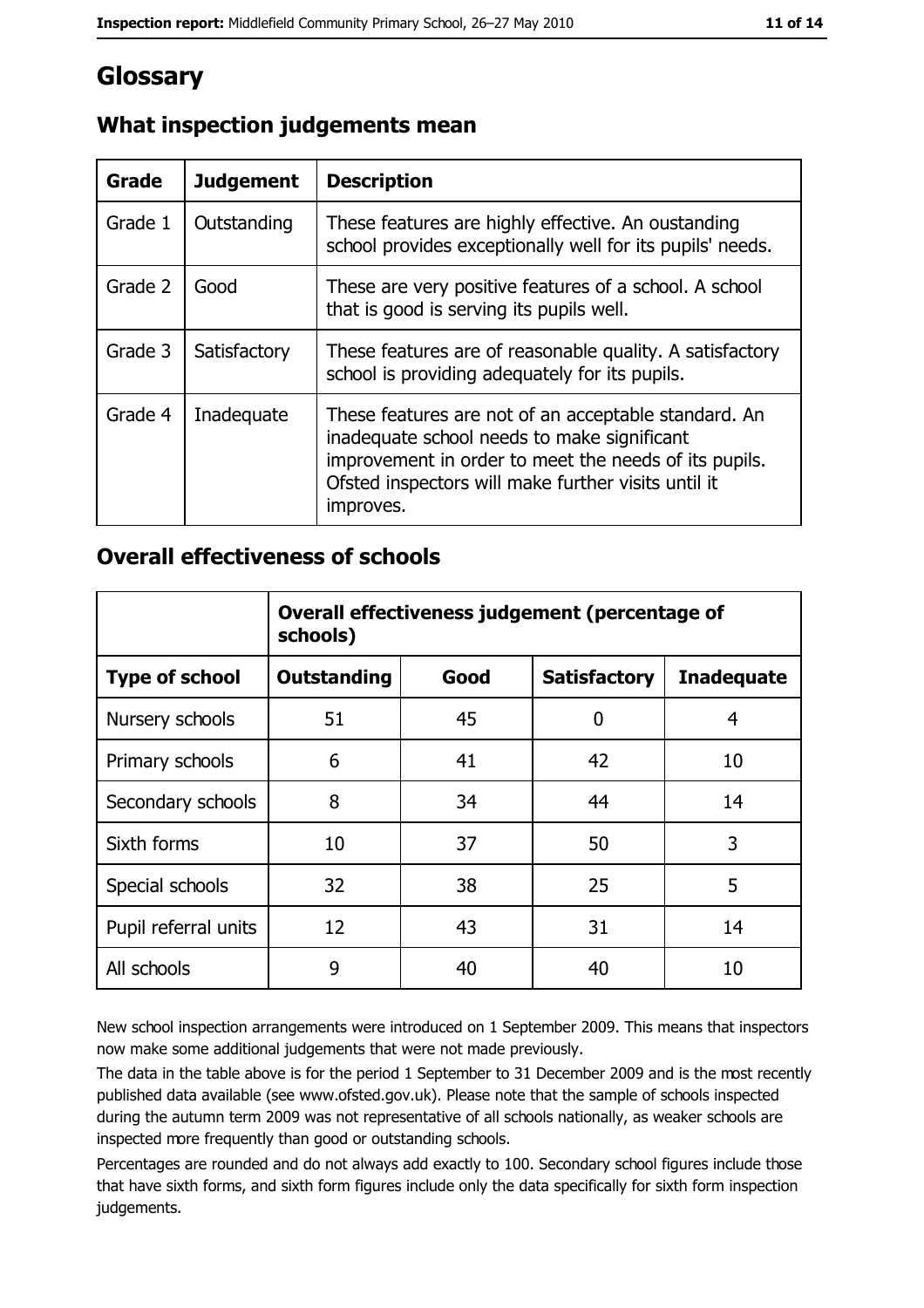# Glossary

## What inspection judgements mean

| Grade | Judgement | Description |
| --- | --- | --- |
| Grade 1 | Outstanding | These features are highly effective. An oustanding school provides exceptionally well for its pupils' needs. |
| Grade 2 | Good | These are very positive features of a school. A school that is good is serving its pupils well. |
| Grade 3 | Satisfactory | These features are of reasonable quality. A satisfactory school is providing adequately for its pupils. |
| Grade 4 | Inadequate | These features are not of an acceptable standard. An inadequate school needs to make significant improvement in order to meet the needs of its pupils. Ofsted inspectors will make further visits until it improves. |

## Overall effectiveness of schools

| | Overall effectiveness judgement (percentage of schools) | | | |
| --- | --- | --- | --- | --- |
| **Type of school** | **Outstanding** | **Good** | **Satisfactory** | **Inadequate** |
| Nursery schools | 51 | 45 | 0 | 4 |
| Primary schools | 6 | 41 | 42 | 10 |
| Secondary schools | 8 | 34 | 44 | 14 |
| Sixth forms | 10 | 37 | 50 | 3 |
| Special schools | 32 | 38 | 25 | 5 |
| Pupil referral units | 12 | 43 | 31 | 14 |
| All schools | 9 | 40 | 40 | 10 |

New school inspection arrangements were introduced on 1 September 2009. This means that inspectors now make some additional judgements that were not made previously.

The data in the table above is for the period 1 September to 31 December 2009 and is the most recently published data available (see www.ofsted.gov.uk). Please note that the sample of schools inspected during the autumn term 2009 was not representative of all schools nationally, as weaker schools are inspected more frequently than good or outstanding schools.

Percentages are rounded and do not always add exactly to 100. Secondary school figures include those that have sixth forms, and sixth form figures include only the data specifically for sixth form inspection judgements.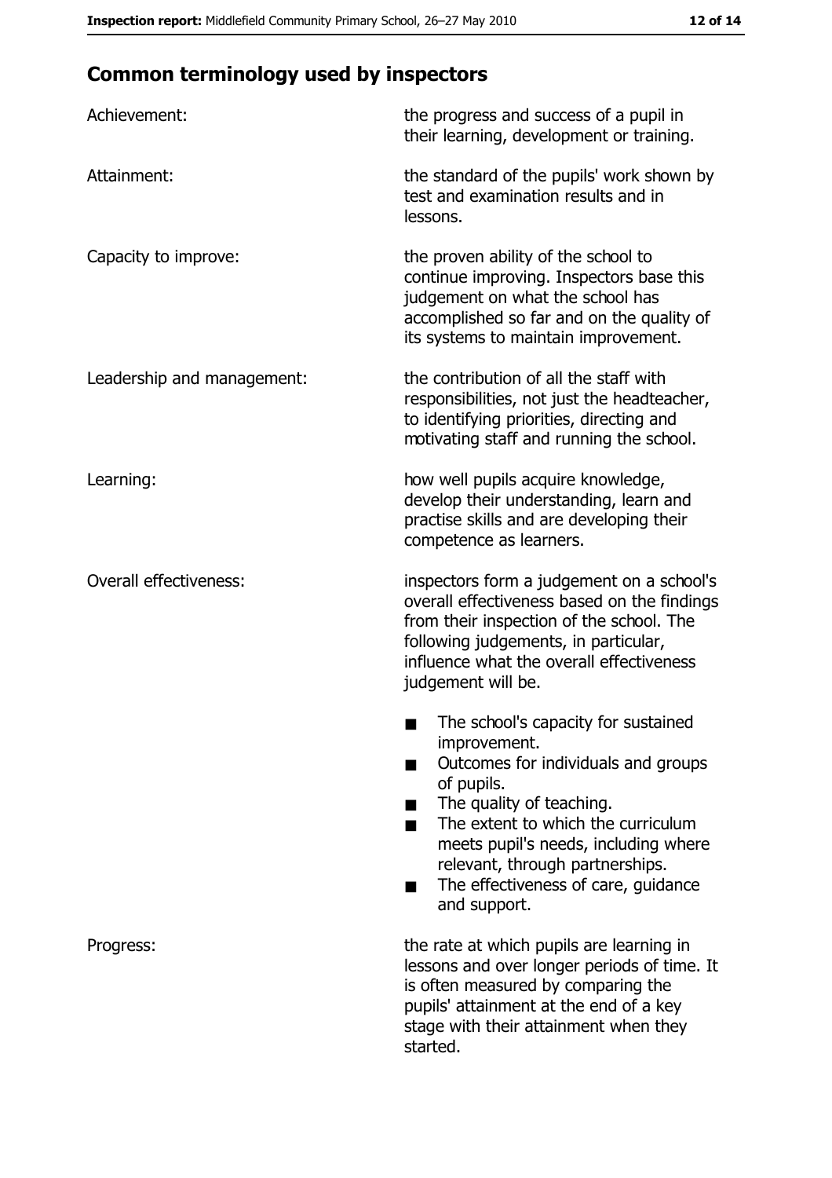## Common terminology used by inspectors

| | |
|---|---|
| Achievement: | the progress and success of a pupil in their learning, development or training. |
| Attainment: | the standard of the pupils' work shown by test and examination results and in lessons. |
| Capacity to improve: | the proven ability of the school to continue improving. Inspectors base this judgement on what the school has accomplished so far and on the quality of its systems to maintain improvement. |
| Leadership and management: | the contribution of all the staff with responsibilities, not just the headteacher, to identifying priorities, directing and motivating staff and running the school. |
| Learning: | how well pupils acquire knowledge, develop their understanding, learn and practise skills and are developing their competence as learners. |
| Overall effectiveness: | inspectors form a judgement on a school's overall effectiveness based on the findings from their inspection of the school. The following judgements, in particular, influence what the overall effectiveness judgement will be.<br>■ The school's capacity for sustained improvement.<br>■ Outcomes for individuals and groups of pupils.<br>■ The quality of teaching.<br>■ The extent to which the curriculum meets pupil's needs, including where relevant, through partnerships.<br>■ The effectiveness of care, guidance and support. |
| Progress: | the rate at which pupils are learning in lessons and over longer periods of time. It is often measured by comparing the pupils' attainment at the end of a key stage with their attainment when they started. |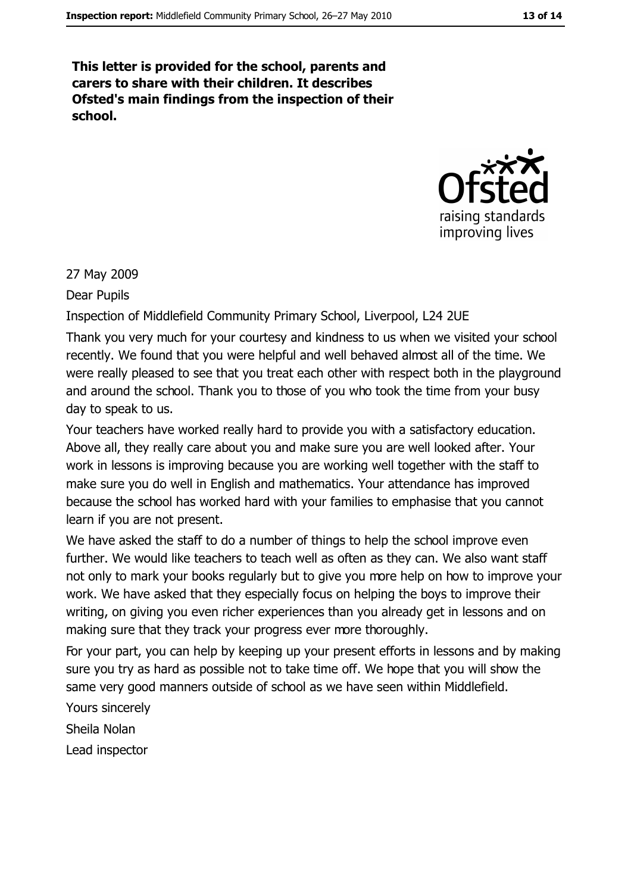**This letter is provided for the school, parents and carers to share with their children. It describes Ofsted's main findings from the inspection of their school.**

27 May 2009

Dear Pupils

Inspection of Middlefield Community Primary School, Liverpool, L24 2UE

Thank you very much for your courtesy and kindness to us when we visited your school recently. We found that you were helpful and well behaved almost all of the time. We were really pleased to see that you treat each other with respect both in the playground and around the school. Thank you to those of you who took the time from your busy day to speak to us.

Your teachers have worked really hard to provide you with a satisfactory education. Above all, they really care about you and make sure you are well looked after. Your work in lessons is improving because you are working well together with the staff to make sure you do well in English and mathematics. Your attendance has improved because the school has worked hard with your families to emphasise that you cannot learn if you are not present.

We have asked the staff to do a number of things to help the school improve even further. We would like teachers to teach well as often as they can. We also want staff not only to mark your books regularly but to give you more help on how to improve your work. We have asked that they especially focus on helping the boys to improve their writing, on giving you even richer experiences than you already get in lessons and on making sure that they track your progress ever more thoroughly.

For your part, you can help by keeping up your present efforts in lessons and by making sure you try as hard as possible not to take time off. We hope that you will show the same very good manners outside of school as we have seen within Middlefield.

Yours sincerely

Sheila Nolan

Lead inspector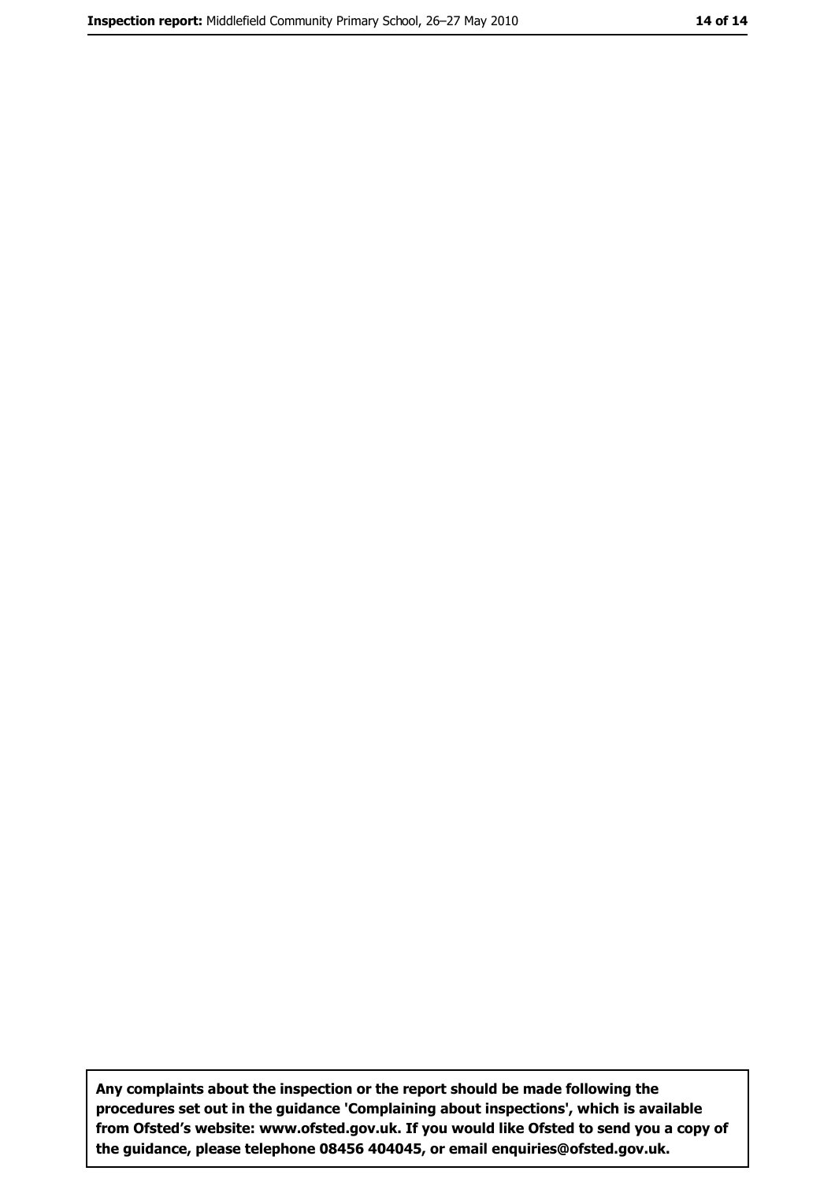**Any complaints about the inspection or the report should be made following the procedures set out in the guidance 'Complaining about inspections', which is available from Ofsted's website: www.ofsted.gov.uk. If you would like Ofsted to send you a copy of the guidance, please telephone 08456 404045, or email enquiries@ofsted.gov.uk.**